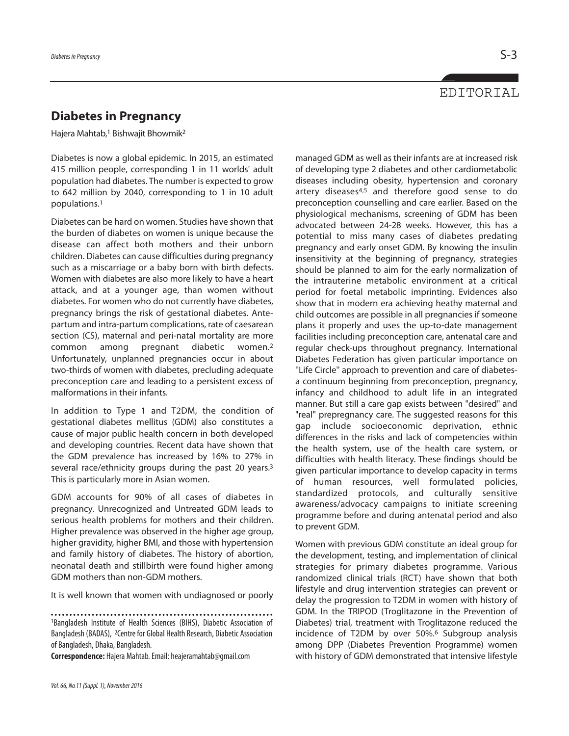EDITORIAL

# Diabetes in Pregnancy

Hajera Mahtab,[1] Bishwajit Bhowmik[2]

Diabetes is now a global epidemic. In 2015, an estimated 415 million people, corresponding 1 in 11 worlds' adult population had diabetes. The number is expected to grow to 642 million by 2040, corresponding to 1 in 10 adult populations.[1]

Diabetes can be hard on women. Studies have shown that the burden of diabetes on women is unique because the disease can affect both mothers and their unborn children. Diabetes can cause difficulties during pregnancy such as a miscarriage or a baby born with birth defects. Women with diabetes are also more likely to have a heart attack, and at a younger age, than women without diabetes. For women who do not currently have diabetes, pregnancy brings the risk of gestational diabetes. Ante-partum and intra-partum complications, rate of caesarean section (CS), maternal and peri-natal mortality are more common among pregnant diabetic women.[2] Unfortunately, unplanned pregnancies occur in about two-thirds of women with diabetes, precluding adequate preconception care and leading to a persistent excess of malformations in their infants.

In addition to Type 1 and T2DM, the condition of gestational diabetes mellitus (GDM) also constitutes a cause of major public health concern in both developed and developing countries. Recent data have shown that the GDM prevalence has increased by 16% to 27% in several race/ethnicity groups during the past 20 years.[3] This is particularly more in Asian women.

GDM accounts for 90% of all cases of diabetes in pregnancy. Unrecognized and Untreated GDM leads to serious health problems for mothers and their children. Higher prevalence was observed in the higher age group, higher gravidity, higher BMI, and those with hypertension and family history of diabetes. The history of abortion, neonatal death and stillbirth were found higher among GDM mothers than non-GDM mothers.

It is well known that women with undiagnosed or poorly managed GDM as well as their infants are at increased risk of developing type 2 diabetes and other cardiometabolic diseases including obesity, hypertension and coronary artery diseases[4,5] and therefore good sense to do preconception counselling and care earlier. Based on the physiological mechanisms, screening of GDM has been advocated between 24-28 weeks. However, this has a potential to miss many cases of diabetes predating pregnancy and early onset GDM. By knowing the insulin insensitivity at the beginning of pregnancy, strategies should be planned to aim for the early normalization of the intrauterine metabolic environment at a critical period for foetal metabolic imprinting. Evidences also show that in modern era achieving heathy maternal and child outcomes are possible in all pregnancies if someone plans it properly and uses the up-to-date management facilities including preconception care, antenatal care and regular check-ups throughout pregnancy. International Diabetes Federation has given particular importance on "Life Circle" approach to prevention and care of diabetes- a continuum beginning from preconception, pregnancy, infancy and childhood to adult life in an integrated manner. But still a care gap exists between "desired" and "real" prepregnancy care. The suggested reasons for this gap include socioeconomic deprivation, ethnic differences in the risks and lack of competencies within the health system, use of the health care system, or difficulties with health literacy. These findings should be given particular importance to develop capacity in terms of human resources, well formulated policies, standardized protocols, and culturally sensitive awareness/advocacy campaigns to initiate screening programme before and during antenatal period and also to prevent GDM.

Women with previous GDM constitute an ideal group for the development, testing, and implementation of clinical strategies for primary diabetes programme. Various randomized clinical trials (RCT) have shown that both lifestyle and drug intervention strategies can prevent or delay the progression to T2DM in women with history of GDM. In the TRIPOD (Troglitazone in the Prevention of Diabetes) trial, treatment with Troglitazone reduced the incidence of T2DM by over 50%.[6] Subgroup analysis among DPP (Diabetes Prevention Programme) women with history of GDM demonstrated that intensive lifestyle

---

[1]Bangladesh Institute of Health Sciences (BIHS), Diabetic Association of Bangladesh (BADAS), [2]Centre for Global Health Research, Diabetic Association of Bangladesh, Dhaka, Bangladesh.

**Correspondence:** Hajera Mahtab. Email: heajeramahtab@gmail.com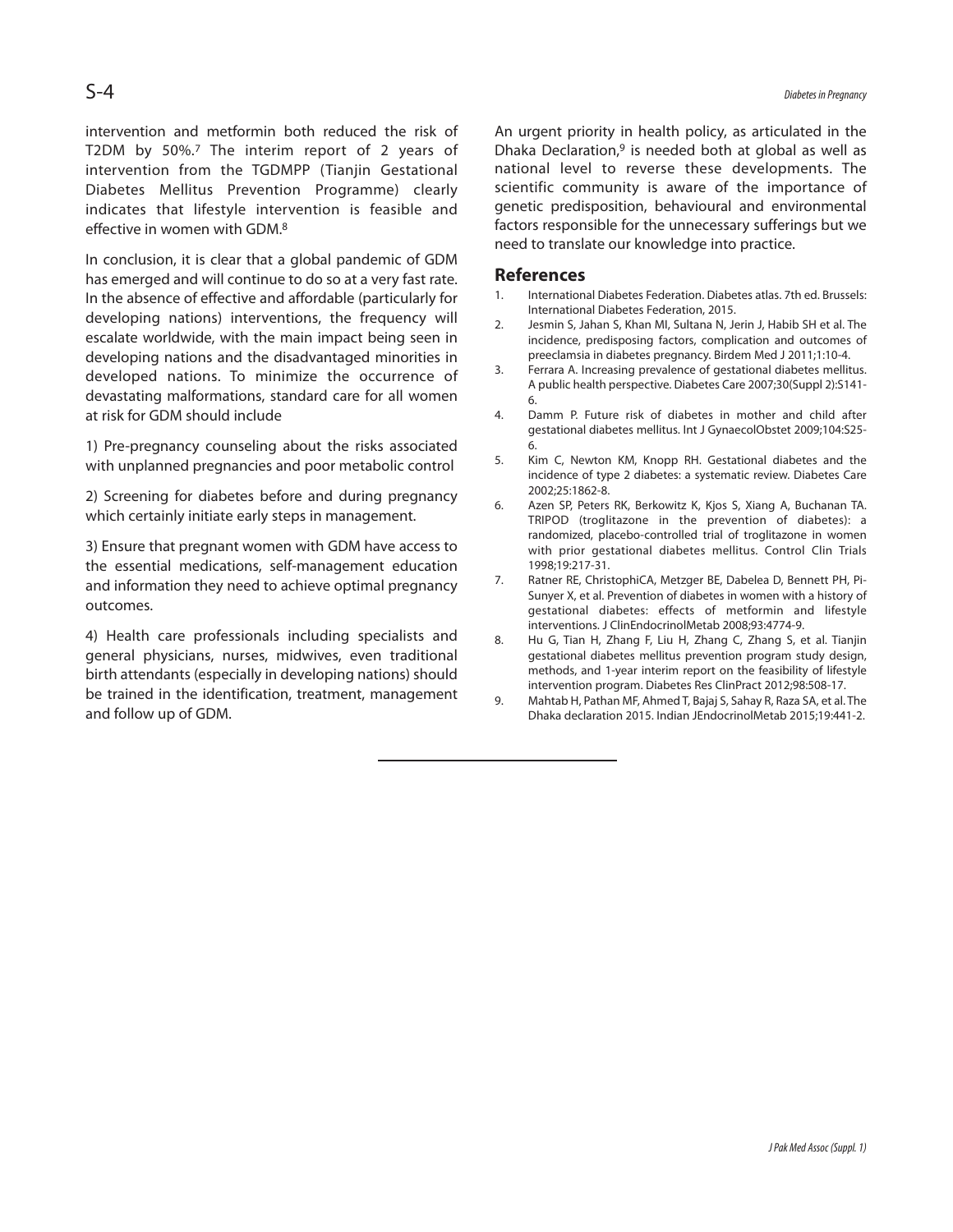intervention and metformin both reduced the risk of T2DM by 50%.[7] The interim report of 2 years of intervention from the TGDMPP (Tianjin Gestational Diabetes Mellitus Prevention Programme) clearly indicates that lifestyle intervention is feasible and effective in women with GDM.[8]

In conclusion, it is clear that a global pandemic of GDM has emerged and will continue to do so at a very fast rate. In the absence of effective and affordable (particularly for developing nations) interventions, the frequency will escalate worldwide, with the main impact being seen in developing nations and the disadvantaged minorities in developed nations. To minimize the occurrence of devastating malformations, standard care for all women at risk for GDM should include

1) Pre-pregnancy counseling about the risks associated with unplanned pregnancies and poor metabolic control

2) Screening for diabetes before and during pregnancy which certainly initiate early steps in management.

3) Ensure that pregnant women with GDM have access to the essential medications, self-management education and information they need to achieve optimal pregnancy outcomes.

4) Health care professionals including specialists and general physicians, nurses, midwives, even traditional birth attendants (especially in developing nations) should be trained in the identification, treatment, management and follow up of GDM.

An urgent priority in health policy, as articulated in the Dhaka Declaration,[9] is needed both at global as well as national level to reverse these developments. The scientific community is aware of the importance of genetic predisposition, behavioural and environmental factors responsible for the unnecessary sufferings but we need to translate our knowledge into practice.

## References

1. International Diabetes Federation. Diabetes atlas. 7th ed. Brussels: International Diabetes Federation, 2015.
2. Jesmin S, Jahan S, Khan MI, Sultana N, Jerin J, Habib SH et al. The incidence, predisposing factors, complication and outcomes of preeclamsia in diabetes pregnancy. Birdem Med J 2011;1:10-4.
3. Ferrara A. Increasing prevalence of gestational diabetes mellitus. A public health perspective. Diabetes Care 2007;30(Suppl 2):S141-6.
4. Damm P. Future risk of diabetes in mother and child after gestational diabetes mellitus. Int J GynaecolObstet 2009;104:S25-6.
5. Kim C, Newton KM, Knopp RH. Gestational diabetes and the incidence of type 2 diabetes: a systematic review. Diabetes Care 2002;25:1862-8.
6. Azen SP, Peters RK, Berkowitz K, Kjos S, Xiang A, Buchanan TA. TRIPOD (troglitazone in the prevention of diabetes): a randomized, placebo-controlled trial of troglitazone in women with prior gestational diabetes mellitus. Control Clin Trials 1998;19:217-31.
7. Ratner RE, ChristophiCA, Metzger BE, Dabelea D, Bennett PH, Pi-Sunyer X, et al. Prevention of diabetes in women with a history of gestational diabetes: effects of metformin and lifestyle interventions. J ClinEndocrinolMetab 2008;93:4774-9.
8. Hu G, Tian H, Zhang F, Liu H, Zhang C, Zhang S, et al. Tianjin gestational diabetes mellitus prevention program study design, methods, and 1-year interim report on the feasibility of lifestyle intervention program. Diabetes Res ClinPract 2012;98:508-17.
9. Mahtab H, Pathan MF, Ahmed T, Bajaj S, Sahay R, Raza SA, et al. The Dhaka declaration 2015. Indian JEndocrinolMetab 2015;19:441-2.